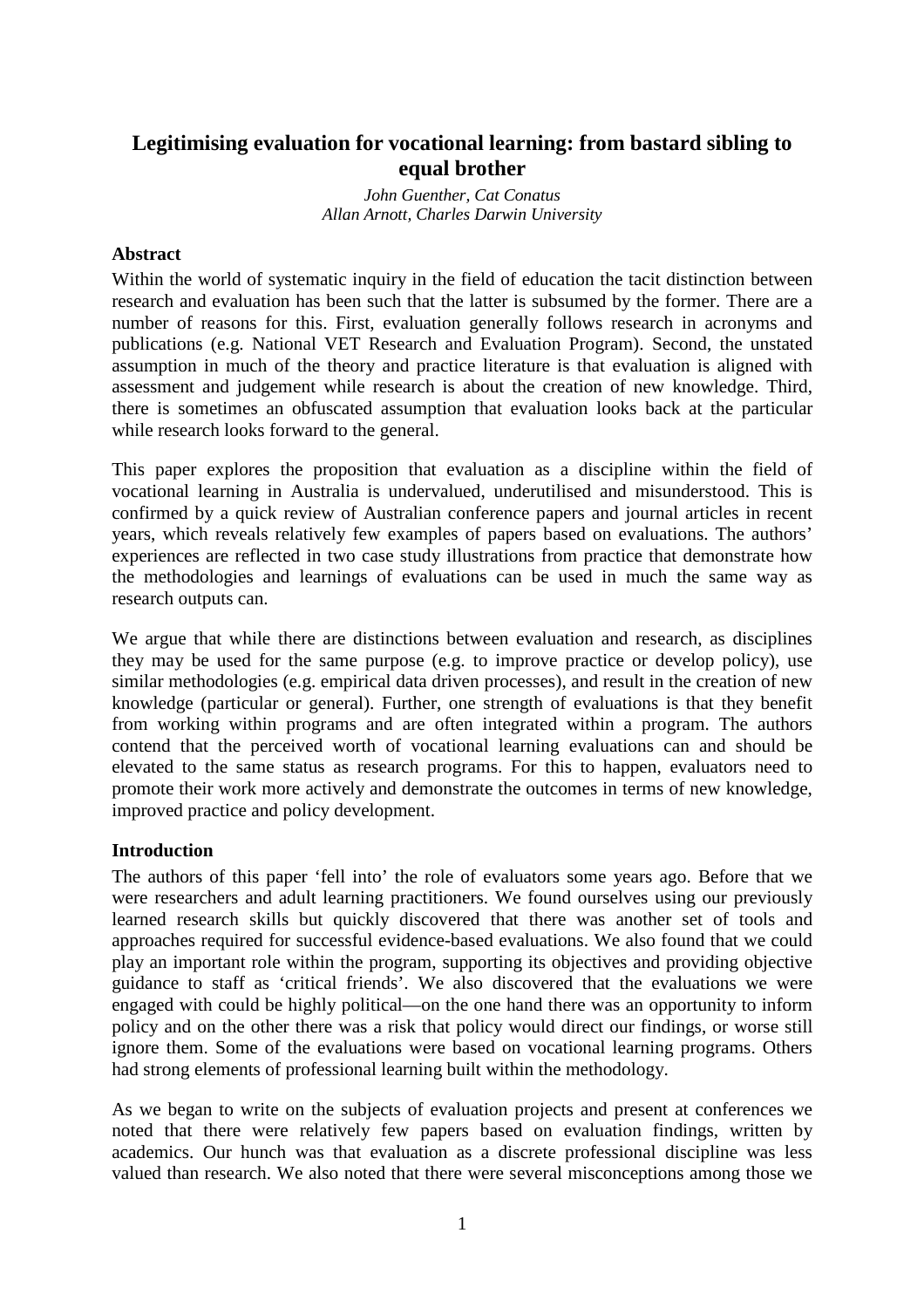# Legitimising evaluation for vocational learning: from bastard sibling to equal brother

*John Guenther, Cat Conatus*
*Allan Arnott, Charles Darwin University*

## Abstract

Within the world of systematic inquiry in the field of education the tacit distinction between research and evaluation has been such that the latter is subsumed by the former. There are a number of reasons for this. First, evaluation generally follows research in acronyms and publications (e.g. National VET Research and Evaluation Program). Second, the unstated assumption in much of the theory and practice literature is that evaluation is aligned with assessment and judgement while research is about the creation of new knowledge. Third, there is sometimes an obfuscated assumption that evaluation looks back at the particular while research looks forward to the general.

This paper explores the proposition that evaluation as a discipline within the field of vocational learning in Australia is undervalued, underutilised and misunderstood. This is confirmed by a quick review of Australian conference papers and journal articles in recent years, which reveals relatively few examples of papers based on evaluations. The authors' experiences are reflected in two case study illustrations from practice that demonstrate how the methodologies and learnings of evaluations can be used in much the same way as research outputs can.

We argue that while there are distinctions between evaluation and research, as disciplines they may be used for the same purpose (e.g. to improve practice or develop policy), use similar methodologies (e.g. empirical data driven processes), and result in the creation of new knowledge (particular or general). Further, one strength of evaluations is that they benefit from working within programs and are often integrated within a program. The authors contend that the perceived worth of vocational learning evaluations can and should be elevated to the same status as research programs. For this to happen, evaluators need to promote their work more actively and demonstrate the outcomes in terms of new knowledge, improved practice and policy development.

## Introduction

The authors of this paper 'fell into' the role of evaluators some years ago. Before that we were researchers and adult learning practitioners. We found ourselves using our previously learned research skills but quickly discovered that there was another set of tools and approaches required for successful evidence-based evaluations. We also found that we could play an important role within the program, supporting its objectives and providing objective guidance to staff as 'critical friends'. We also discovered that the evaluations we were engaged with could be highly political—on the one hand there was an opportunity to inform policy and on the other there was a risk that policy would direct our findings, or worse still ignore them. Some of the evaluations were based on vocational learning programs. Others had strong elements of professional learning built within the methodology.

As we began to write on the subjects of evaluation projects and present at conferences we noted that there were relatively few papers based on evaluation findings, written by academics. Our hunch was that evaluation as a discrete professional discipline was less valued than research. We also noted that there were several misconceptions among those we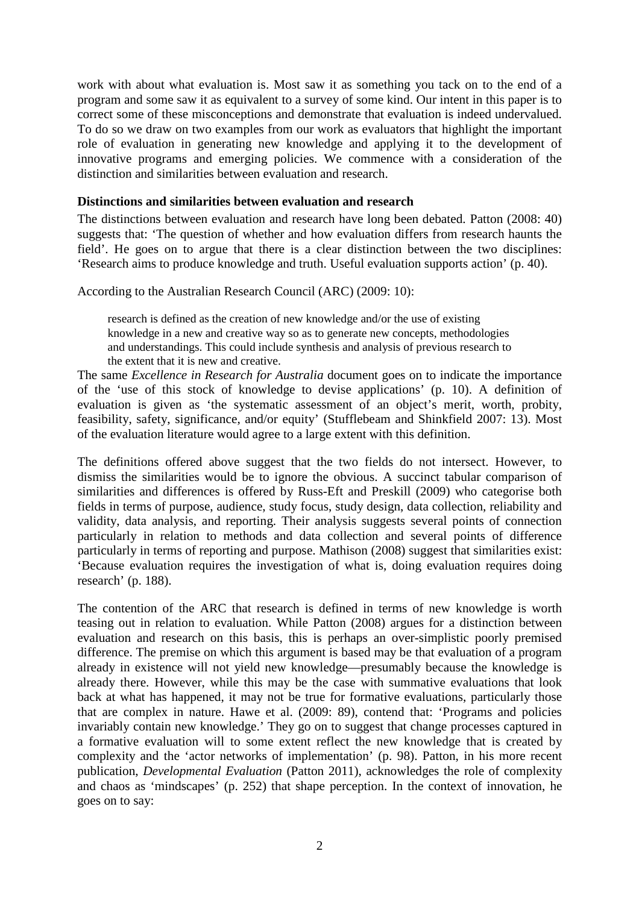work with about what evaluation is. Most saw it as something you tack on to the end of a program and some saw it as equivalent to a survey of some kind. Our intent in this paper is to correct some of these misconceptions and demonstrate that evaluation is indeed undervalued. To do so we draw on two examples from our work as evaluators that highlight the important role of evaluation in generating new knowledge and applying it to the development of innovative programs and emerging policies. We commence with a consideration of the distinction and similarities between evaluation and research.

**Distinctions and similarities between evaluation and research**

The distinctions between evaluation and research have long been debated. Patton (2008: 40) suggests that: 'The question of whether and how evaluation differs from research haunts the field'. He goes on to argue that there is a clear distinction between the two disciplines: 'Research aims to produce knowledge and truth. Useful evaluation supports action' (p. 40).

According to the Australian Research Council (ARC) (2009: 10):

> research is defined as the creation of new knowledge and/or the use of existing knowledge in a new and creative way so as to generate new concepts, methodologies and understandings. This could include synthesis and analysis of previous research to the extent that it is new and creative.

The same *Excellence in Research for Australia* document goes on to indicate the importance of the 'use of this stock of knowledge to devise applications' (p. 10). A definition of evaluation is given as 'the systematic assessment of an object's merit, worth, probity, feasibility, safety, significance, and/or equity' (Stufflebeam and Shinkfield 2007: 13). Most of the evaluation literature would agree to a large extent with this definition.

The definitions offered above suggest that the two fields do not intersect. However, to dismiss the similarities would be to ignore the obvious. A succinct tabular comparison of similarities and differences is offered by Russ-Eft and Preskill (2009) who categorise both fields in terms of purpose, audience, study focus, study design, data collection, reliability and validity, data analysis, and reporting. Their analysis suggests several points of connection particularly in relation to methods and data collection and several points of difference particularly in terms of reporting and purpose. Mathison (2008) suggest that similarities exist: 'Because evaluation requires the investigation of what is, doing evaluation requires doing research' (p. 188).

The contention of the ARC that research is defined in terms of new knowledge is worth teasing out in relation to evaluation. While Patton (2008) argues for a distinction between evaluation and research on this basis, this is perhaps an over-simplistic poorly premised difference. The premise on which this argument is based may be that evaluation of a program already in existence will not yield new knowledge—presumably because the knowledge is already there. However, while this may be the case with summative evaluations that look back at what has happened, it may not be true for formative evaluations, particularly those that are complex in nature. Hawe et al. (2009: 89), contend that: 'Programs and policies invariably contain new knowledge.' They go on to suggest that change processes captured in a formative evaluation will to some extent reflect the new knowledge that is created by complexity and the 'actor networks of implementation' (p. 98). Patton, in his more recent publication, *Developmental Evaluation* (Patton 2011), acknowledges the role of complexity and chaos as 'mindscapes' (p. 252) that shape perception. In the context of innovation, he goes on to say: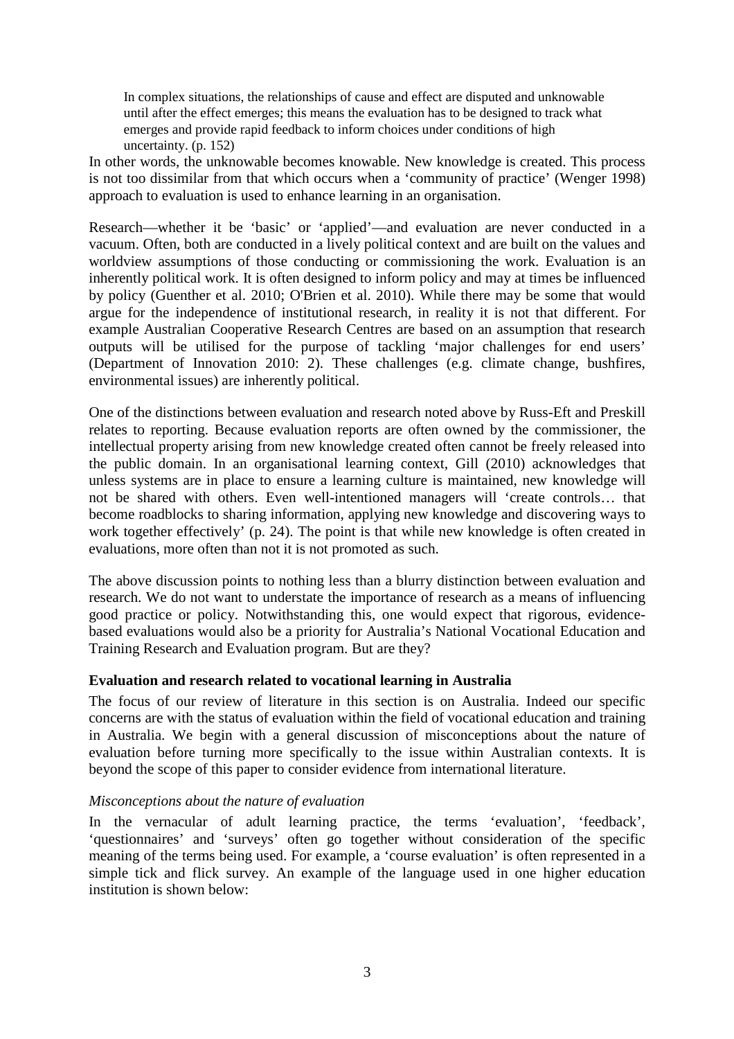> In complex situations, the relationships of cause and effect are disputed and unknowable until after the effect emerges; this means the evaluation has to be designed to track what emerges and provide rapid feedback to inform choices under conditions of high uncertainty. (p. 152)

In other words, the unknowable becomes knowable. New knowledge is created. This process is not too dissimilar from that which occurs when a 'community of practice' (Wenger 1998) approach to evaluation is used to enhance learning in an organisation.

Research—whether it be 'basic' or 'applied'—and evaluation are never conducted in a vacuum. Often, both are conducted in a lively political context and are built on the values and worldview assumptions of those conducting or commissioning the work. Evaluation is an inherently political work. It is often designed to inform policy and may at times be influenced by policy (Guenther et al. 2010; O'Brien et al. 2010). While there may be some that would argue for the independence of institutional research, in reality it is not that different. For example Australian Cooperative Research Centres are based on an assumption that research outputs will be utilised for the purpose of tackling 'major challenges for end users' (Department of Innovation 2010: 2). These challenges (e.g. climate change, bushfires, environmental issues) are inherently political.

One of the distinctions between evaluation and research noted above by Russ-Eft and Preskill relates to reporting. Because evaluation reports are often owned by the commissioner, the intellectual property arising from new knowledge created often cannot be freely released into the public domain. In an organisational learning context, Gill (2010) acknowledges that unless systems are in place to ensure a learning culture is maintained, new knowledge will not be shared with others. Even well-intentioned managers will 'create controls… that become roadblocks to sharing information, applying new knowledge and discovering ways to work together effectively' (p. 24). The point is that while new knowledge is often created in evaluations, more often than not it is not promoted as such.

The above discussion points to nothing less than a blurry distinction between evaluation and research. We do not want to understate the importance of research as a means of influencing good practice or policy. Notwithstanding this, one would expect that rigorous, evidence-based evaluations would also be a priority for Australia's National Vocational Education and Training Research and Evaluation program. But are they?

**Evaluation and research related to vocational learning in Australia**

The focus of our review of literature in this section is on Australia. Indeed our specific concerns are with the status of evaluation within the field of vocational education and training in Australia. We begin with a general discussion of misconceptions about the nature of evaluation before turning more specifically to the issue within Australian contexts. It is beyond the scope of this paper to consider evidence from international literature.

*Misconceptions about the nature of evaluation*

In the vernacular of adult learning practice, the terms 'evaluation', 'feedback', 'questionnaires' and 'surveys' often go together without consideration of the specific meaning of the terms being used. For example, a 'course evaluation' is often represented in a simple tick and flick survey. An example of the language used in one higher education institution is shown below: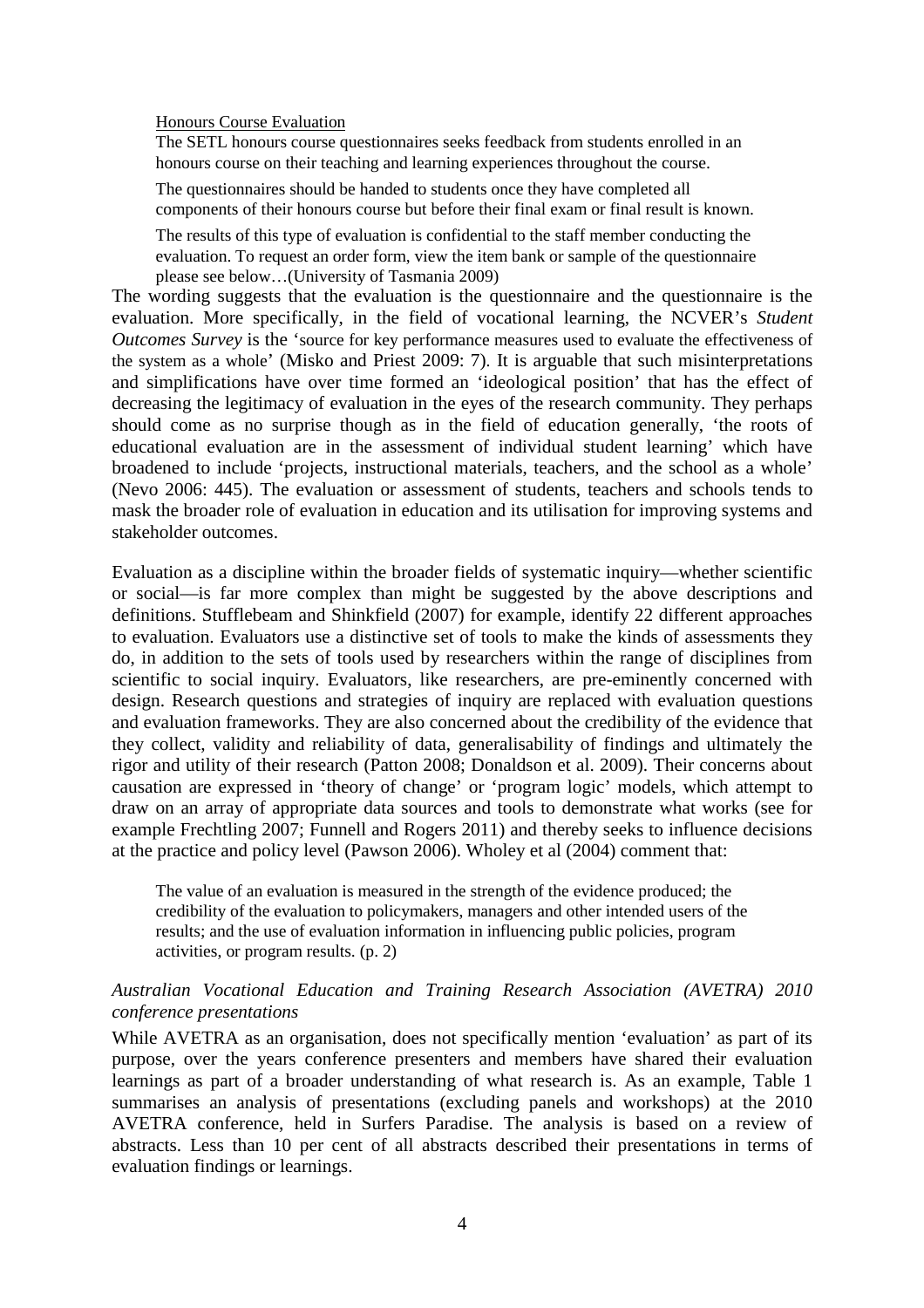> Honours Course Evaluation
>
> The SETL honours course questionnaires seeks feedback from students enrolled in an honours course on their teaching and learning experiences throughout the course.
>
> The questionnaires should be handed to students once they have completed all components of their honours course but before their final exam or final result is known.
>
> The results of this type of evaluation is confidential to the staff member conducting the evaluation. To request an order form, view the item bank or sample of the questionnaire please see below…(University of Tasmania 2009)

The wording suggests that the evaluation is the questionnaire and the questionnaire is the evaluation. More specifically, in the field of vocational learning, the NCVER's *Student Outcomes Survey* is the 'source for key performance measures used to evaluate the effectiveness of the system as a whole' (Misko and Priest 2009: 7). It is arguable that such misinterpretations and simplifications have over time formed an 'ideological position' that has the effect of decreasing the legitimacy of evaluation in the eyes of the research community. They perhaps should come as no surprise though as in the field of education generally, 'the roots of educational evaluation are in the assessment of individual student learning' which have broadened to include 'projects, instructional materials, teachers, and the school as a whole' (Nevo 2006: 445). The evaluation or assessment of students, teachers and schools tends to mask the broader role of evaluation in education and its utilisation for improving systems and stakeholder outcomes.

Evaluation as a discipline within the broader fields of systematic inquiry—whether scientific or social—is far more complex than might be suggested by the above descriptions and definitions. Stufflebeam and Shinkfield (2007) for example, identify 22 different approaches to evaluation. Evaluators use a distinctive set of tools to make the kinds of assessments they do, in addition to the sets of tools used by researchers within the range of disciplines from scientific to social inquiry. Evaluators, like researchers, are pre-eminently concerned with design. Research questions and strategies of inquiry are replaced with evaluation questions and evaluation frameworks. They are also concerned about the credibility of the evidence that they collect, validity and reliability of data, generalisability of findings and ultimately the rigor and utility of their research (Patton 2008; Donaldson et al. 2009). Their concerns about causation are expressed in 'theory of change' or 'program logic' models, which attempt to draw on an array of appropriate data sources and tools to demonstrate what works (see for example Frechtling 2007; Funnell and Rogers 2011) and thereby seeks to influence decisions at the practice and policy level (Pawson 2006). Wholey et al (2004) comment that:

> The value of an evaluation is measured in the strength of the evidence produced; the credibility of the evaluation to policymakers, managers and other intended users of the results; and the use of evaluation information in influencing public policies, program activities, or program results. (p. 2)

### *Australian Vocational Education and Training Research Association (AVETRA) 2010 conference presentations*

While AVETRA as an organisation, does not specifically mention 'evaluation' as part of its purpose, over the years conference presenters and members have shared their evaluation learnings as part of a broader understanding of what research is. As an example, Table 1 summarises an analysis of presentations (excluding panels and workshops) at the 2010 AVETRA conference, held in Surfers Paradise. The analysis is based on a review of abstracts. Less than 10 per cent of all abstracts described their presentations in terms of evaluation findings or learnings.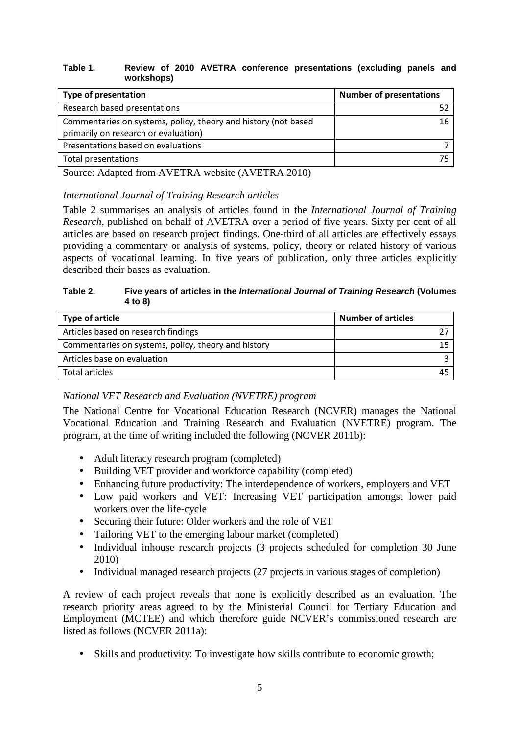**Table 1. Review of 2010 AVETRA conference presentations (excluding panels and workshops)**

| Type of presentation | Number of presentations |
|---|---|
| Research based presentations | 52 |
| Commentaries on systems, policy, theory and history (not based primarily on research or evaluation) | 16 |
| Presentations based on evaluations | 7 |
| Total presentations | 75 |

Source: Adapted from AVETRA website (AVETRA 2010)

*International Journal of Training Research articles*

Table 2 summarises an analysis of articles found in the *International Journal of Training Research*, published on behalf of AVETRA over a period of five years. Sixty per cent of all articles are based on research project findings. One-third of all articles are effectively essays providing a commentary or analysis of systems, policy, theory or related history of various aspects of vocational learning. In five years of publication, only three articles explicitly described their bases as evaluation.

**Table 2. Five years of articles in the *International Journal of Training Research* (Volumes 4 to 8)**

| Type of article | Number of articles |
|---|---|
| Articles based on research findings | 27 |
| Commentaries on systems, policy, theory and history | 15 |
| Articles base on evaluation | 3 |
| Total articles | 45 |

*National VET Research and Evaluation (NVETRE) program*

The National Centre for Vocational Education Research (NCVER) manages the National Vocational Education and Training Research and Evaluation (NVETRE) program. The program, at the time of writing included the following (NCVER 2011b):

- Adult literacy research program (completed)
- Building VET provider and workforce capability (completed)
- Enhancing future productivity: The interdependence of workers, employers and VET
- Low paid workers and VET: Increasing VET participation amongst lower paid workers over the life-cycle
- Securing their future: Older workers and the role of VET
- Tailoring VET to the emerging labour market (completed)
- Individual inhouse research projects (3 projects scheduled for completion 30 June 2010)
- Individual managed research projects (27 projects in various stages of completion)

A review of each project reveals that none is explicitly described as an evaluation. The research priority areas agreed to by the Ministerial Council for Tertiary Education and Employment (MCTEE) and which therefore guide NCVER's commissioned research are listed as follows (NCVER 2011a):

- Skills and productivity: To investigate how skills contribute to economic growth;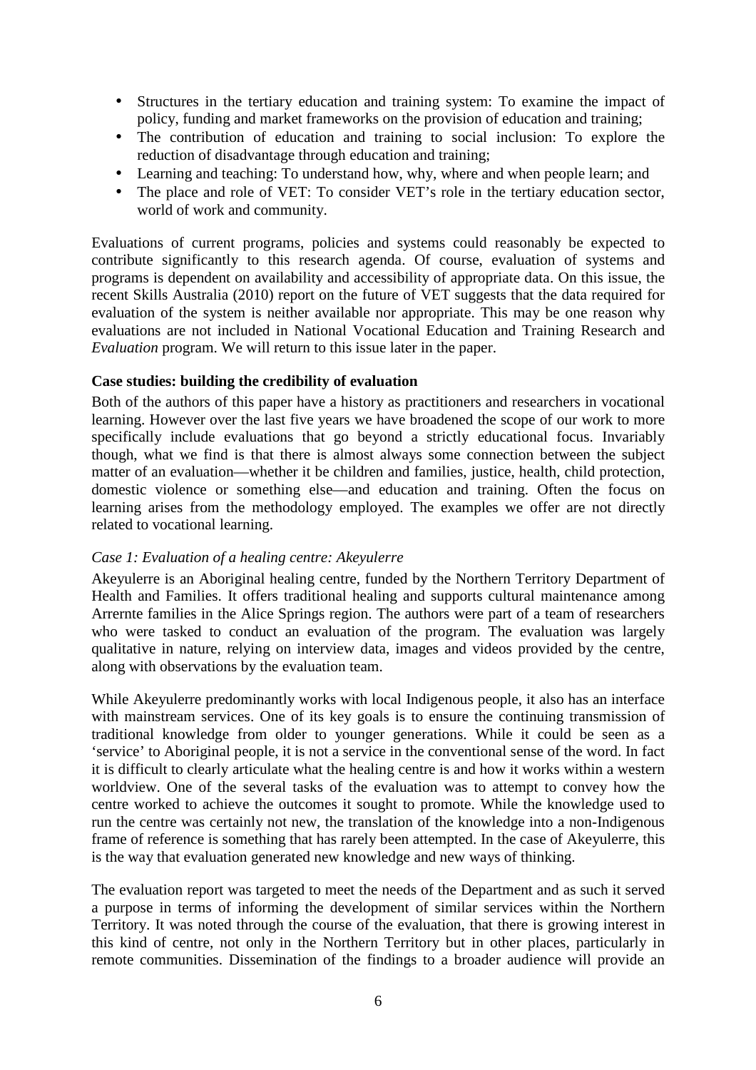- Structures in the tertiary education and training system: To examine the impact of policy, funding and market frameworks on the provision of education and training;
- The contribution of education and training to social inclusion: To explore the reduction of disadvantage through education and training;
- Learning and teaching: To understand how, why, where and when people learn; and
- The place and role of VET: To consider VET's role in the tertiary education sector, world of work and community.

Evaluations of current programs, policies and systems could reasonably be expected to contribute significantly to this research agenda. Of course, evaluation of systems and programs is dependent on availability and accessibility of appropriate data. On this issue, the recent Skills Australia (2010) report on the future of VET suggests that the data required for evaluation of the system is neither available nor appropriate. This may be one reason why evaluations are not included in National Vocational Education and Training Research and *Evaluation* program. We will return to this issue later in the paper.

**Case studies: building the credibility of evaluation**

Both of the authors of this paper have a history as practitioners and researchers in vocational learning. However over the last five years we have broadened the scope of our work to more specifically include evaluations that go beyond a strictly educational focus. Invariably though, what we find is that there is almost always some connection between the subject matter of an evaluation—whether it be children and families, justice, health, child protection, domestic violence or something else—and education and training. Often the focus on learning arises from the methodology employed. The examples we offer are not directly related to vocational learning.

*Case 1: Evaluation of a healing centre: Akeyulerre*

Akeyulerre is an Aboriginal healing centre, funded by the Northern Territory Department of Health and Families. It offers traditional healing and supports cultural maintenance among Arrernte families in the Alice Springs region. The authors were part of a team of researchers who were tasked to conduct an evaluation of the program. The evaluation was largely qualitative in nature, relying on interview data, images and videos provided by the centre, along with observations by the evaluation team.

While Akeyulerre predominantly works with local Indigenous people, it also has an interface with mainstream services. One of its key goals is to ensure the continuing transmission of traditional knowledge from older to younger generations. While it could be seen as a 'service' to Aboriginal people, it is not a service in the conventional sense of the word. In fact it is difficult to clearly articulate what the healing centre is and how it works within a western worldview. One of the several tasks of the evaluation was to attempt to convey how the centre worked to achieve the outcomes it sought to promote. While the knowledge used to run the centre was certainly not new, the translation of the knowledge into a non-Indigenous frame of reference is something that has rarely been attempted. In the case of Akeyulerre, this is the way that evaluation generated new knowledge and new ways of thinking.

The evaluation report was targeted to meet the needs of the Department and as such it served a purpose in terms of informing the development of similar services within the Northern Territory. It was noted through the course of the evaluation, that there is growing interest in this kind of centre, not only in the Northern Territory but in other places, particularly in remote communities. Dissemination of the findings to a broader audience will provide an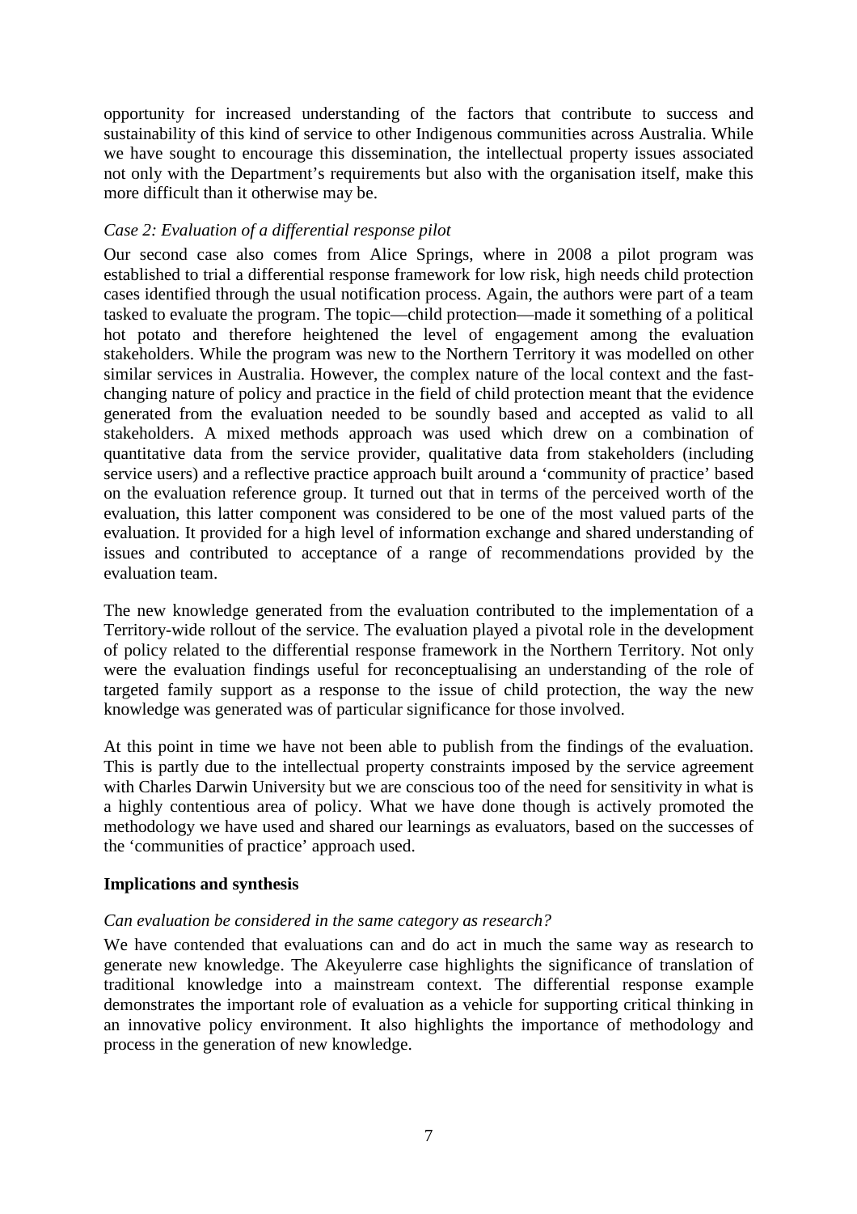opportunity for increased understanding of the factors that contribute to success and sustainability of this kind of service to other Indigenous communities across Australia. While we have sought to encourage this dissemination, the intellectual property issues associated not only with the Department's requirements but also with the organisation itself, make this more difficult than it otherwise may be.

*Case 2: Evaluation of a differential response pilot*

Our second case also comes from Alice Springs, where in 2008 a pilot program was established to trial a differential response framework for low risk, high needs child protection cases identified through the usual notification process. Again, the authors were part of a team tasked to evaluate the program. The topic—child protection—made it something of a political hot potato and therefore heightened the level of engagement among the evaluation stakeholders. While the program was new to the Northern Territory it was modelled on other similar services in Australia. However, the complex nature of the local context and the fast-changing nature of policy and practice in the field of child protection meant that the evidence generated from the evaluation needed to be soundly based and accepted as valid to all stakeholders. A mixed methods approach was used which drew on a combination of quantitative data from the service provider, qualitative data from stakeholders (including service users) and a reflective practice approach built around a 'community of practice' based on the evaluation reference group. It turned out that in terms of the perceived worth of the evaluation, this latter component was considered to be one of the most valued parts of the evaluation. It provided for a high level of information exchange and shared understanding of issues and contributed to acceptance of a range of recommendations provided by the evaluation team.

The new knowledge generated from the evaluation contributed to the implementation of a Territory-wide rollout of the service. The evaluation played a pivotal role in the development of policy related to the differential response framework in the Northern Territory. Not only were the evaluation findings useful for reconceptualising an understanding of the role of targeted family support as a response to the issue of child protection, the way the new knowledge was generated was of particular significance for those involved.

At this point in time we have not been able to publish from the findings of the evaluation. This is partly due to the intellectual property constraints imposed by the service agreement with Charles Darwin University but we are conscious too of the need for sensitivity in what is a highly contentious area of policy. What we have done though is actively promoted the methodology we have used and shared our learnings as evaluators, based on the successes of the 'communities of practice' approach used.

**Implications and synthesis**

*Can evaluation be considered in the same category as research?*

We have contended that evaluations can and do act in much the same way as research to generate new knowledge. The Akeyulerre case highlights the significance of translation of traditional knowledge into a mainstream context. The differential response example demonstrates the important role of evaluation as a vehicle for supporting critical thinking in an innovative policy environment. It also highlights the importance of methodology and process in the generation of new knowledge.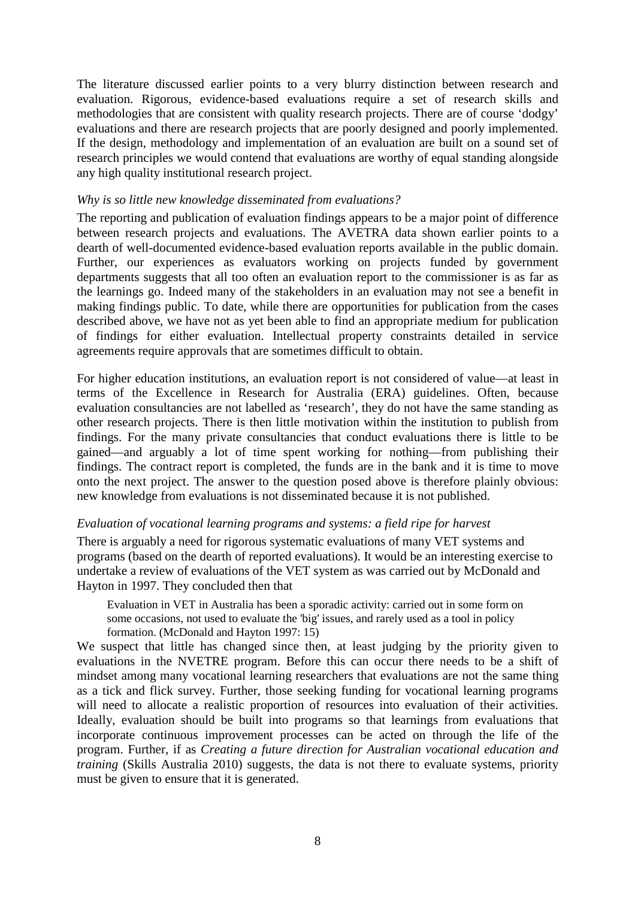The literature discussed earlier points to a very blurry distinction between research and evaluation. Rigorous, evidence-based evaluations require a set of research skills and methodologies that are consistent with quality research projects. There are of course 'dodgy' evaluations and there are research projects that are poorly designed and poorly implemented. If the design, methodology and implementation of an evaluation are built on a sound set of research principles we would contend that evaluations are worthy of equal standing alongside any high quality institutional research project.

*Why is so little new knowledge disseminated from evaluations?*

The reporting and publication of evaluation findings appears to be a major point of difference between research projects and evaluations. The AVETRA data shown earlier points to a dearth of well-documented evidence-based evaluation reports available in the public domain. Further, our experiences as evaluators working on projects funded by government departments suggests that all too often an evaluation report to the commissioner is as far as the learnings go. Indeed many of the stakeholders in an evaluation may not see a benefit in making findings public. To date, while there are opportunities for publication from the cases described above, we have not as yet been able to find an appropriate medium for publication of findings for either evaluation. Intellectual property constraints detailed in service agreements require approvals that are sometimes difficult to obtain.

For higher education institutions, an evaluation report is not considered of value—at least in terms of the Excellence in Research for Australia (ERA) guidelines. Often, because evaluation consultancies are not labelled as 'research', they do not have the same standing as other research projects. There is then little motivation within the institution to publish from findings. For the many private consultancies that conduct evaluations there is little to be gained—and arguably a lot of time spent working for nothing—from publishing their findings. The contract report is completed, the funds are in the bank and it is time to move onto the next project. The answer to the question posed above is therefore plainly obvious: new knowledge from evaluations is not disseminated because it is not published.

*Evaluation of vocational learning programs and systems: a field ripe for harvest*

There is arguably a need for rigorous systematic evaluations of many VET systems and programs (based on the dearth of reported evaluations). It would be an interesting exercise to undertake a review of evaluations of the VET system as was carried out by McDonald and Hayton in 1997. They concluded then that

> Evaluation in VET in Australia has been a sporadic activity: carried out in some form on some occasions, not used to evaluate the 'big' issues, and rarely used as a tool in policy formation. (McDonald and Hayton 1997: 15)

We suspect that little has changed since then, at least judging by the priority given to evaluations in the NVETRE program. Before this can occur there needs to be a shift of mindset among many vocational learning researchers that evaluations are not the same thing as a tick and flick survey. Further, those seeking funding for vocational learning programs will need to allocate a realistic proportion of resources into evaluation of their activities. Ideally, evaluation should be built into programs so that learnings from evaluations that incorporate continuous improvement processes can be acted on through the life of the program. Further, if as *Creating a future direction for Australian vocational education and training* (Skills Australia 2010) suggests, the data is not there to evaluate systems, priority must be given to ensure that it is generated.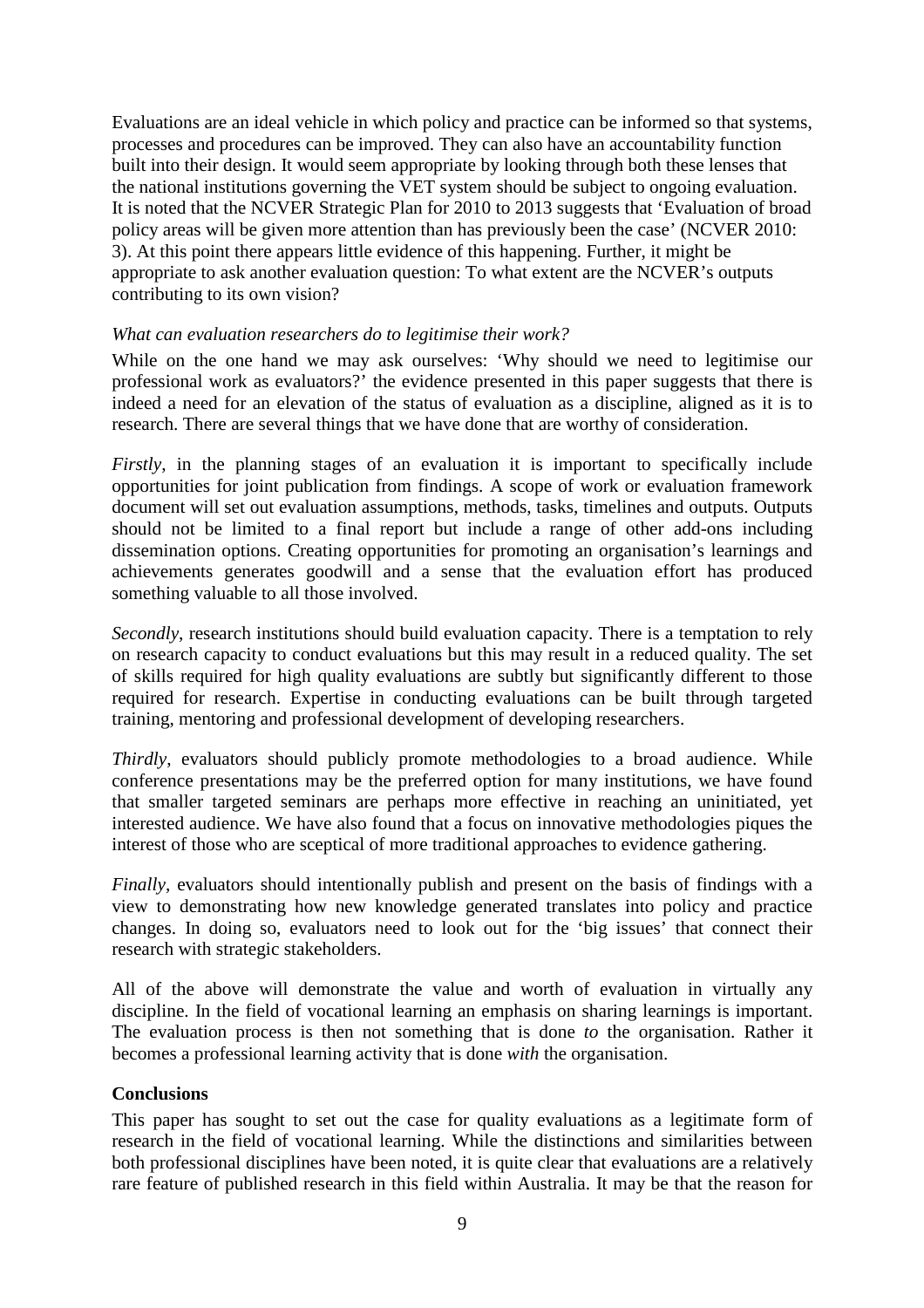Evaluations are an ideal vehicle in which policy and practice can be informed so that systems, processes and procedures can be improved. They can also have an accountability function built into their design. It would seem appropriate by looking through both these lenses that the national institutions governing the VET system should be subject to ongoing evaluation. It is noted that the NCVER Strategic Plan for 2010 to 2013 suggests that 'Evaluation of broad policy areas will be given more attention than has previously been the case' (NCVER 2010: 3). At this point there appears little evidence of this happening. Further, it might be appropriate to ask another evaluation question: To what extent are the NCVER's outputs contributing to its own vision?

*What can evaluation researchers do to legitimise their work?*

While on the one hand we may ask ourselves: 'Why should we need to legitimise our professional work as evaluators?' the evidence presented in this paper suggests that there is indeed a need for an elevation of the status of evaluation as a discipline, aligned as it is to research. There are several things that we have done that are worthy of consideration.

*Firstly*, in the planning stages of an evaluation it is important to specifically include opportunities for joint publication from findings. A scope of work or evaluation framework document will set out evaluation assumptions, methods, tasks, timelines and outputs. Outputs should not be limited to a final report but include a range of other add-ons including dissemination options. Creating opportunities for promoting an organisation's learnings and achievements generates goodwill and a sense that the evaluation effort has produced something valuable to all those involved.

*Secondly*, research institutions should build evaluation capacity. There is a temptation to rely on research capacity to conduct evaluations but this may result in a reduced quality. The set of skills required for high quality evaluations are subtly but significantly different to those required for research. Expertise in conducting evaluations can be built through targeted training, mentoring and professional development of developing researchers.

*Thirdly*, evaluators should publicly promote methodologies to a broad audience. While conference presentations may be the preferred option for many institutions, we have found that smaller targeted seminars are perhaps more effective in reaching an uninitiated, yet interested audience. We have also found that a focus on innovative methodologies piques the interest of those who are sceptical of more traditional approaches to evidence gathering.

*Finally*, evaluators should intentionally publish and present on the basis of findings with a view to demonstrating how new knowledge generated translates into policy and practice changes. In doing so, evaluators need to look out for the 'big issues' that connect their research with strategic stakeholders.

All of the above will demonstrate the value and worth of evaluation in virtually any discipline. In the field of vocational learning an emphasis on sharing learnings is important. The evaluation process is then not something that is done *to* the organisation. Rather it becomes a professional learning activity that is done *with* the organisation.

**Conclusions**

This paper has sought to set out the case for quality evaluations as a legitimate form of research in the field of vocational learning. While the distinctions and similarities between both professional disciplines have been noted, it is quite clear that evaluations are a relatively rare feature of published research in this field within Australia. It may be that the reason for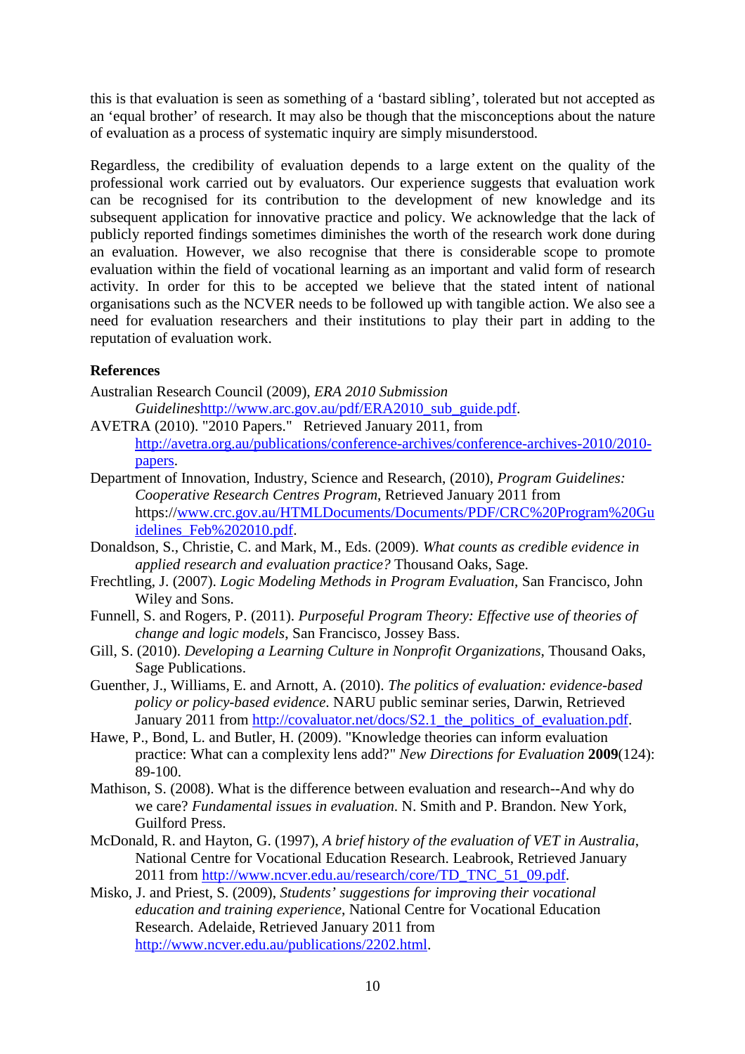this is that evaluation is seen as something of a 'bastard sibling', tolerated but not accepted as an 'equal brother' of research. It may also be though that the misconceptions about the nature of evaluation as a process of systematic inquiry are simply misunderstood.

Regardless, the credibility of evaluation depends to a large extent on the quality of the professional work carried out by evaluators. Our experience suggests that evaluation work can be recognised for its contribution to the development of new knowledge and its subsequent application for innovative practice and policy. We acknowledge that the lack of publicly reported findings sometimes diminishes the worth of the research work done during an evaluation. However, we also recognise that there is considerable scope to promote evaluation within the field of vocational learning as an important and valid form of research activity. In order for this to be accepted we believe that the stated intent of national organisations such as the NCVER needs to be followed up with tangible action. We also see a need for evaluation researchers and their institutions to play their part in adding to the reputation of evaluation work.

**References**

Australian Research Council (2009), *ERA 2010 Submission Guidelines*http://www.arc.gov.au/pdf/ERA2010_sub_guide.pdf.

AVETRA (2010). "2010 Papers." Retrieved January 2011, from http://avetra.org.au/publications/conference-archives/conference-archives-2010/2010-papers.

Department of Innovation, Industry, Science and Research, (2010), *Program Guidelines: Cooperative Research Centres Program*, Retrieved January 2011 from https://www.crc.gov.au/HTMLDocuments/Documents/PDF/CRC%20Program%20Guidelines_Feb%202010.pdf.

Donaldson, S., Christie, C. and Mark, M., Eds. (2009). *What counts as credible evidence in applied research and evaluation practice?* Thousand Oaks, Sage.

Frechtling, J. (2007). *Logic Modeling Methods in Program Evaluation*, San Francisco, John Wiley and Sons.

Funnell, S. and Rogers, P. (2011). *Purposeful Program Theory: Effective use of theories of change and logic models*, San Francisco, Jossey Bass.

Gill, S. (2010). *Developing a Learning Culture in Nonprofit Organizations*, Thousand Oaks, Sage Publications.

Guenther, J., Williams, E. and Arnott, A. (2010). *The politics of evaluation: evidence-based policy or policy-based evidence*. NARU public seminar series, Darwin, Retrieved January 2011 from http://covaluator.net/docs/S2.1_the_politics_of_evaluation.pdf.

Hawe, P., Bond, L. and Butler, H. (2009). "Knowledge theories can inform evaluation practice: What can a complexity lens add?" *New Directions for Evaluation* **2009**(124): 89-100.

Mathison, S. (2008). What is the difference between evaluation and research--And why do we care? *Fundamental issues in evaluation*. N. Smith and P. Brandon. New York, Guilford Press.

McDonald, R. and Hayton, G. (1997), *A brief history of the evaluation of VET in Australia*, National Centre for Vocational Education Research. Leabrook, Retrieved January 2011 from http://www.ncver.edu.au/research/core/TD_TNC_51_09.pdf.

Misko, J. and Priest, S. (2009), *Students' suggestions for improving their vocational education and training experience*, National Centre for Vocational Education Research. Adelaide, Retrieved January 2011 from http://www.ncver.edu.au/publications/2202.html.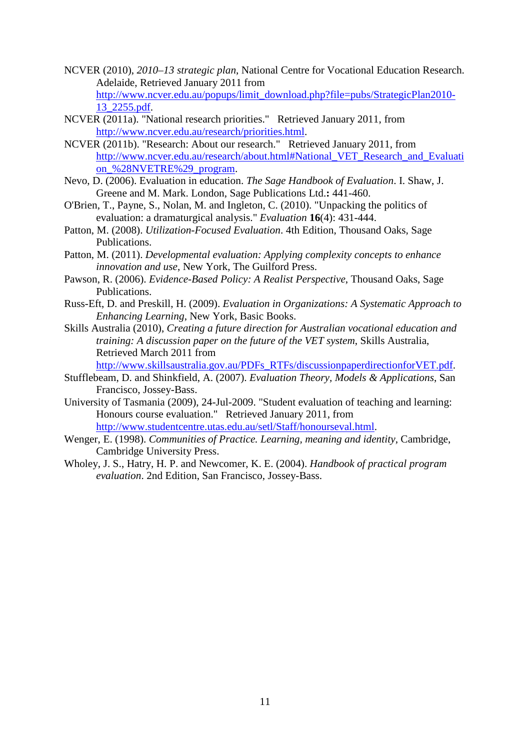NCVER (2010), *2010–13 strategic plan*, National Centre for Vocational Education Research. Adelaide, Retrieved January 2011 from http://www.ncver.edu.au/popups/limit_download.php?file=pubs/StrategicPlan2010-13_2255.pdf.

NCVER (2011a). "National research priorities." Retrieved January 2011, from http://www.ncver.edu.au/research/priorities.html.

NCVER (2011b). "Research: About our research." Retrieved January 2011, from http://www.ncver.edu.au/research/about.html#National_VET_Research_and_Evaluation_%28NVETRE%29_program.

Nevo, D. (2006). Evaluation in education. *The Sage Handbook of Evaluation*. I. Shaw, J. Greene and M. Mark. London, Sage Publications Ltd.**:** 441-460.

O'Brien, T., Payne, S., Nolan, M. and Ingleton, C. (2010). "Unpacking the politics of evaluation: a dramaturgical analysis." *Evaluation* **16**(4): 431-444.

Patton, M. (2008). *Utilization-Focused Evaluation*. 4th Edition, Thousand Oaks, Sage Publications.

Patton, M. (2011). *Developmental evaluation: Applying complexity concepts to enhance innovation and use*, New York, The Guilford Press.

Pawson, R. (2006). *Evidence-Based Policy: A Realist Perspective*, Thousand Oaks, Sage Publications.

Russ-Eft, D. and Preskill, H. (2009). *Evaluation in Organizations: A Systematic Approach to Enhancing Learning*, New York, Basic Books.

Skills Australia (2010), *Creating a future direction for Australian vocational education and training: A discussion paper on the future of the VET system*, Skills Australia, Retrieved March 2011 from http://www.skillsaustralia.gov.au/PDFs_RTFs/discussionpaperdirectionforVET.pdf.

Stufflebeam, D. and Shinkfield, A. (2007). *Evaluation Theory, Models & Applications*, San Francisco, Jossey-Bass.

University of Tasmania (2009), 24-Jul-2009. "Student evaluation of teaching and learning: Honours course evaluation." Retrieved January 2011, from http://www.studentcentre.utas.edu.au/setl/Staff/honourseval.html.

Wenger, E. (1998). *Communities of Practice. Learning, meaning and identity*, Cambridge, Cambridge University Press.

Wholey, J. S., Hatry, H. P. and Newcomer, K. E. (2004). *Handbook of practical program evaluation*. 2nd Edition, San Francisco, Jossey-Bass.